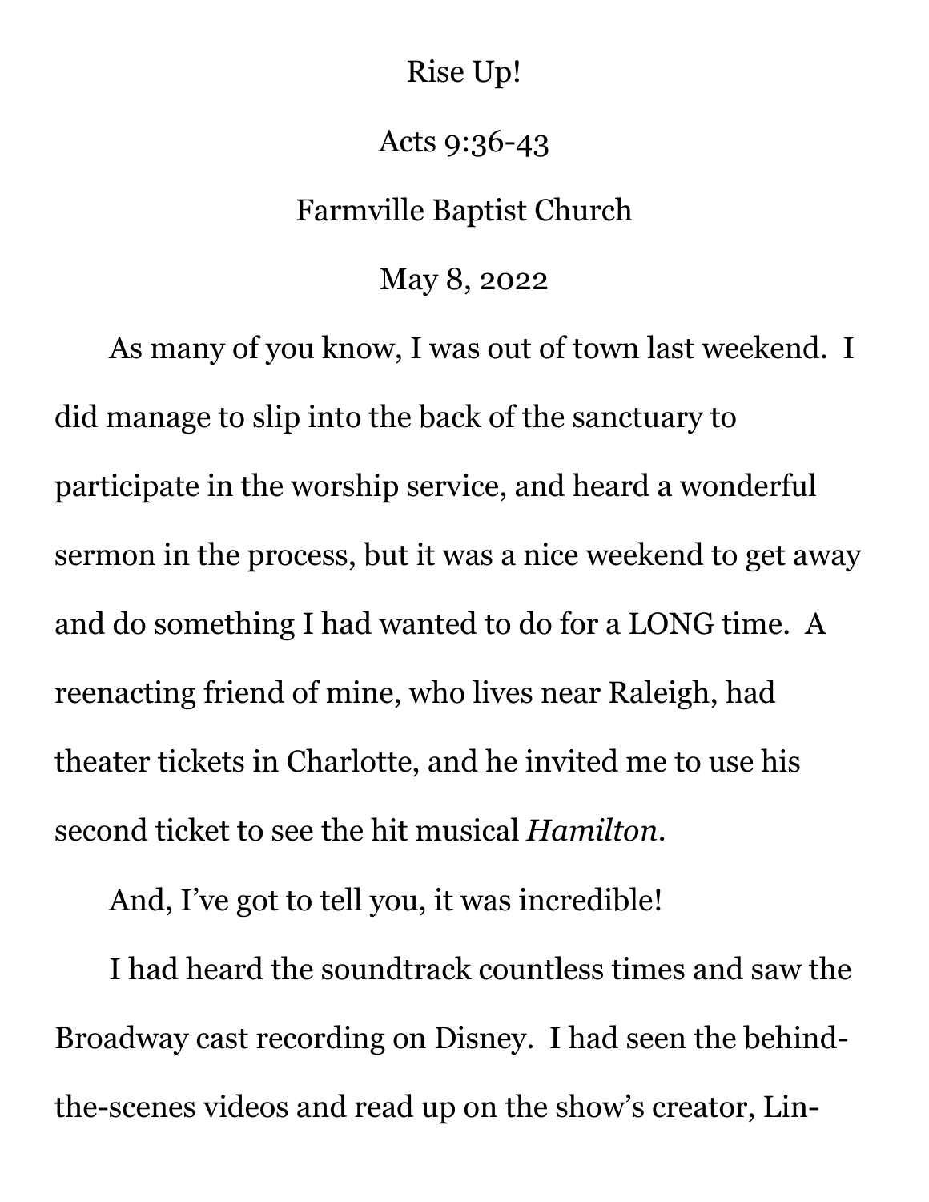# Rise Up!

## Acts 9:36-43

## Farmville Baptist Church

## May 8, 2022

As many of you know, I was out of town last weekend. I did manage to slip into the back of the sanctuary to participate in the worship service, and heard a wonderful sermon in the process, but it was a nice weekend to get away and do something I had wanted to do for a LONG time. A reenacting friend of mine, who lives near Raleigh, had theater tickets in Charlotte, and he invited me to use his second ticket to see the hit musical *Hamilton*.

And, I've got to tell you, it was incredible!

I had heard the soundtrack countless times and saw the Broadway cast recording on Disney. I had seen the behind-the-scenes videos and read up on the show's creator, Lin-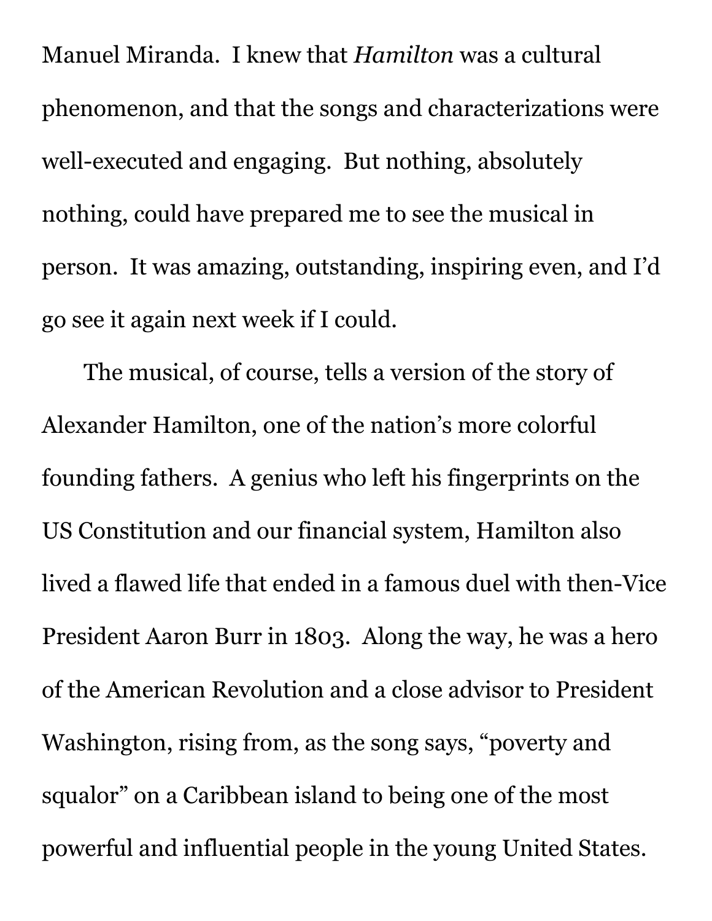Manuel Miranda. I knew that *Hamilton* was a cultural phenomenon, and that the songs and characterizations were well-executed and engaging. But nothing, absolutely nothing, could have prepared me to see the musical in person. It was amazing, outstanding, inspiring even, and I'd go see it again next week if I could.

The musical, of course, tells a version of the story of Alexander Hamilton, one of the nation's more colorful founding fathers. A genius who left his fingerprints on the US Constitution and our financial system, Hamilton also lived a flawed life that ended in a famous duel with then-Vice President Aaron Burr in 1803. Along the way, he was a hero of the American Revolution and a close advisor to President Washington, rising from, as the song says, "poverty and squalor" on a Caribbean island to being one of the most powerful and influential people in the young United States.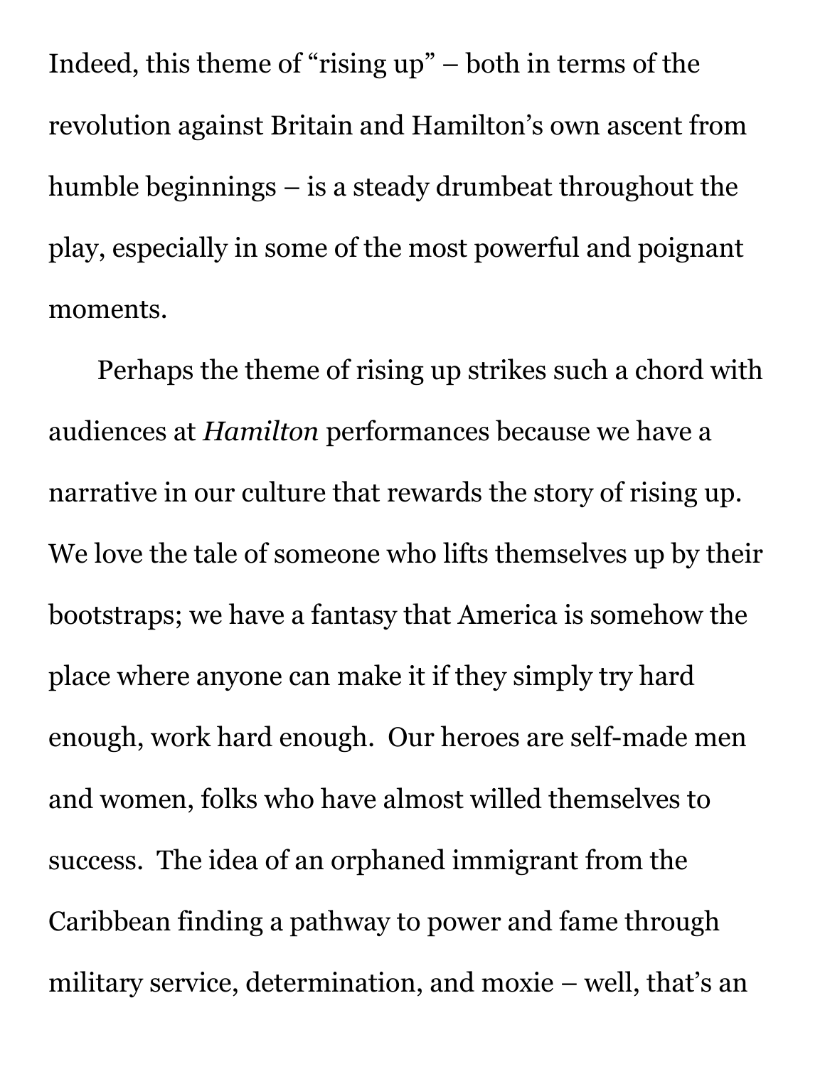Indeed, this theme of “rising up” – both in terms of the revolution against Britain and Hamilton’s own ascent from humble beginnings – is a steady drumbeat throughout the play, especially in some of the most powerful and poignant moments.

Perhaps the theme of rising up strikes such a chord with audiences at *Hamilton* performances because we have a narrative in our culture that rewards the story of rising up. We love the tale of someone who lifts themselves up by their bootstraps; we have a fantasy that America is somehow the place where anyone can make it if they simply try hard enough, work hard enough. Our heroes are self-made men and women, folks who have almost willed themselves to success. The idea of an orphaned immigrant from the Caribbean finding a pathway to power and fame through military service, determination, and moxie – well, that’s an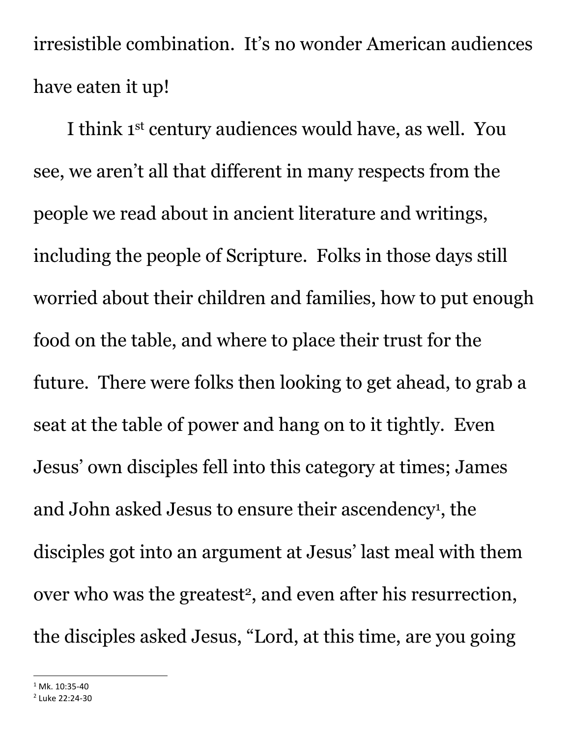irresistible combination. It's no wonder American audiences have eaten it up!

I think 1st century audiences would have, as well. You see, we aren't all that different in many respects from the people we read about in ancient literature and writings, including the people of Scripture. Folks in those days still worried about their children and families, how to put enough food on the table, and where to place their trust for the future. There were folks then looking to get ahead, to grab a seat at the table of power and hang on to it tightly. Even Jesus' own disciples fell into this category at times; James and John asked Jesus to ensure their ascendency[1], the disciples got into an argument at Jesus' last meal with them over who was the greatest[2], and even after his resurrection, the disciples asked Jesus, "Lord, at this time, are you going

[1] Mk. 10:35-40
[2] Luke 22:24-30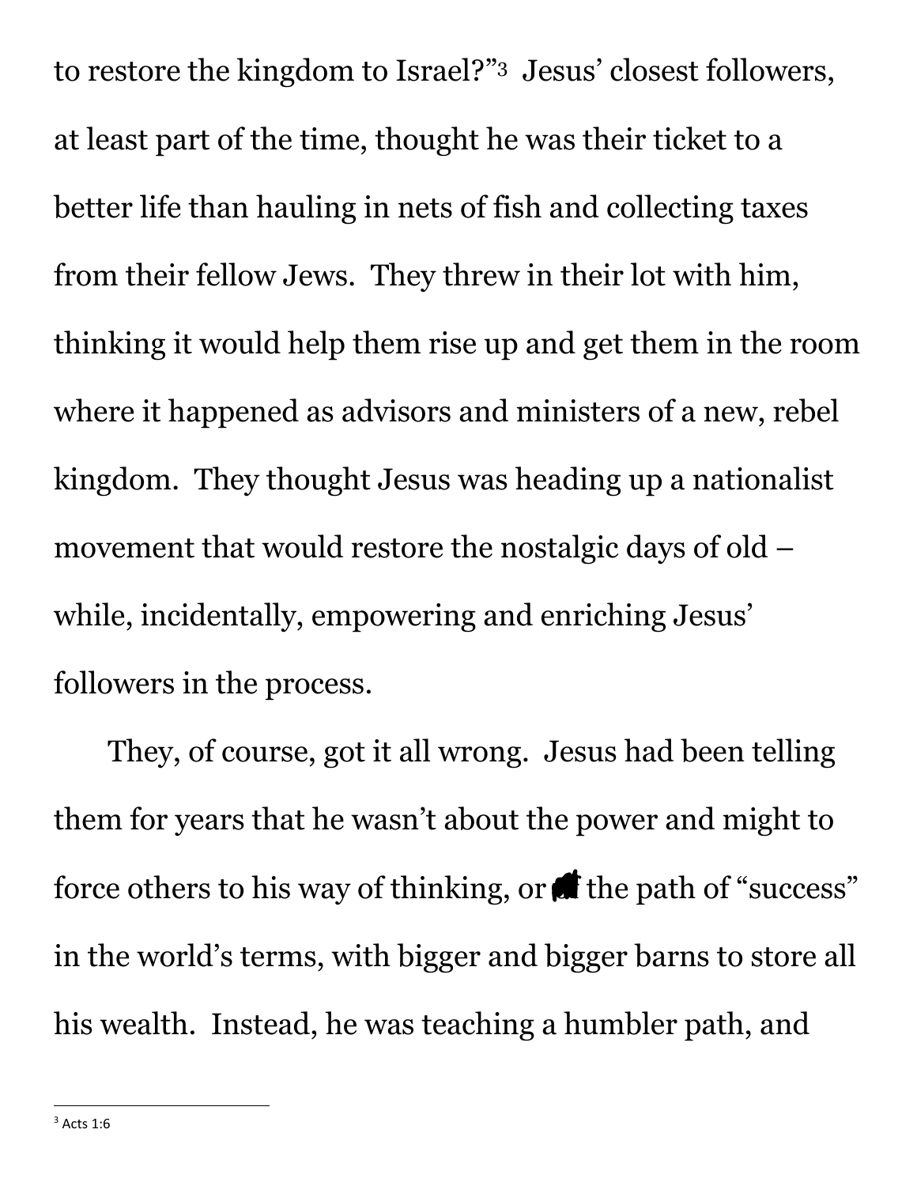to restore the kingdom to Israel?"[3] Jesus' closest followers, at least part of the time, thought he was their ticket to a better life than hauling in nets of fish and collecting taxes from their fellow Jews. They threw in their lot with him, thinking it would help them rise up and get them in the room where it happened as advisors and ministers of a new, rebel kingdom. They thought Jesus was heading up a nationalist movement that would restore the nostalgic days of old – while, incidentally, empowering and enriching Jesus' followers in the process.

They, of course, got it all wrong. Jesus had been telling them for years that he wasn't about the power and might to force others to his way of thinking, or of the path of "success" in the world's terms, with bigger and bigger barns to store all his wealth. Instead, he was teaching a humbler path, and

[3] Acts 1:6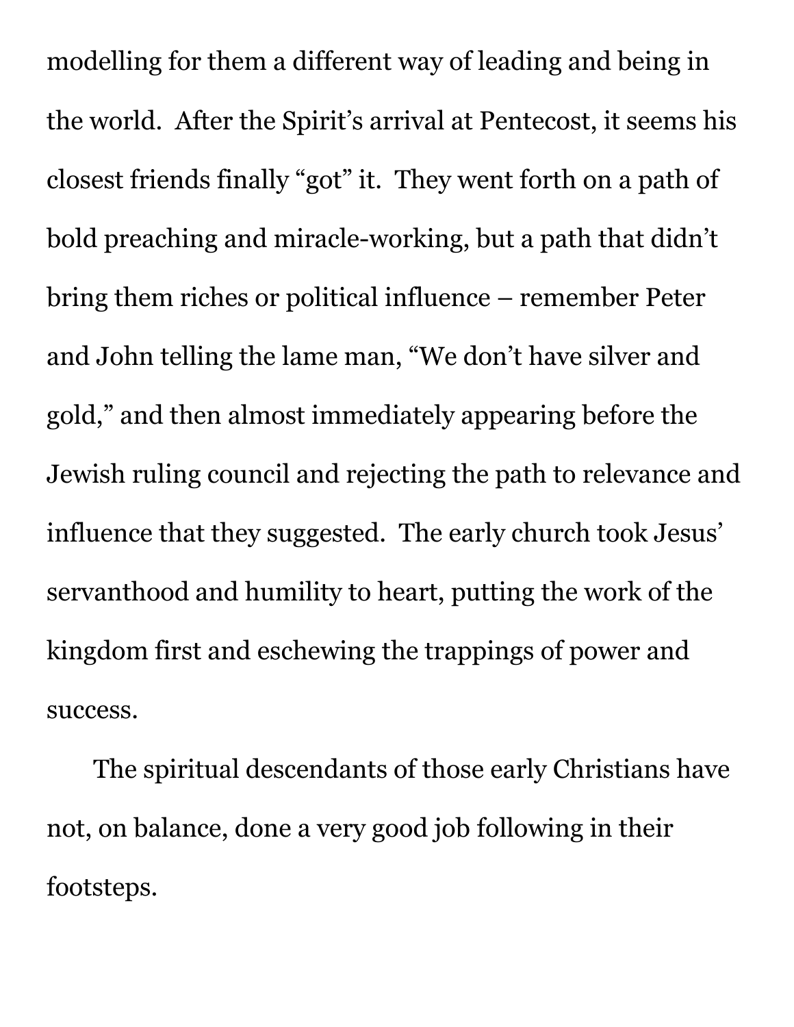modelling for them a different way of leading and being in the world.  After the Spirit's arrival at Pentecost, it seems his closest friends finally "got" it.  They went forth on a path of bold preaching and miracle-working, but a path that didn't bring them riches or political influence – remember Peter and John telling the lame man, "We don't have silver and gold," and then almost immediately appearing before the Jewish ruling council and rejecting the path to relevance and influence that they suggested.  The early church took Jesus' servanthood and humility to heart, putting the work of the kingdom first and eschewing the trappings of power and success.

The spiritual descendants of those early Christians have not, on balance, done a very good job following in their footsteps.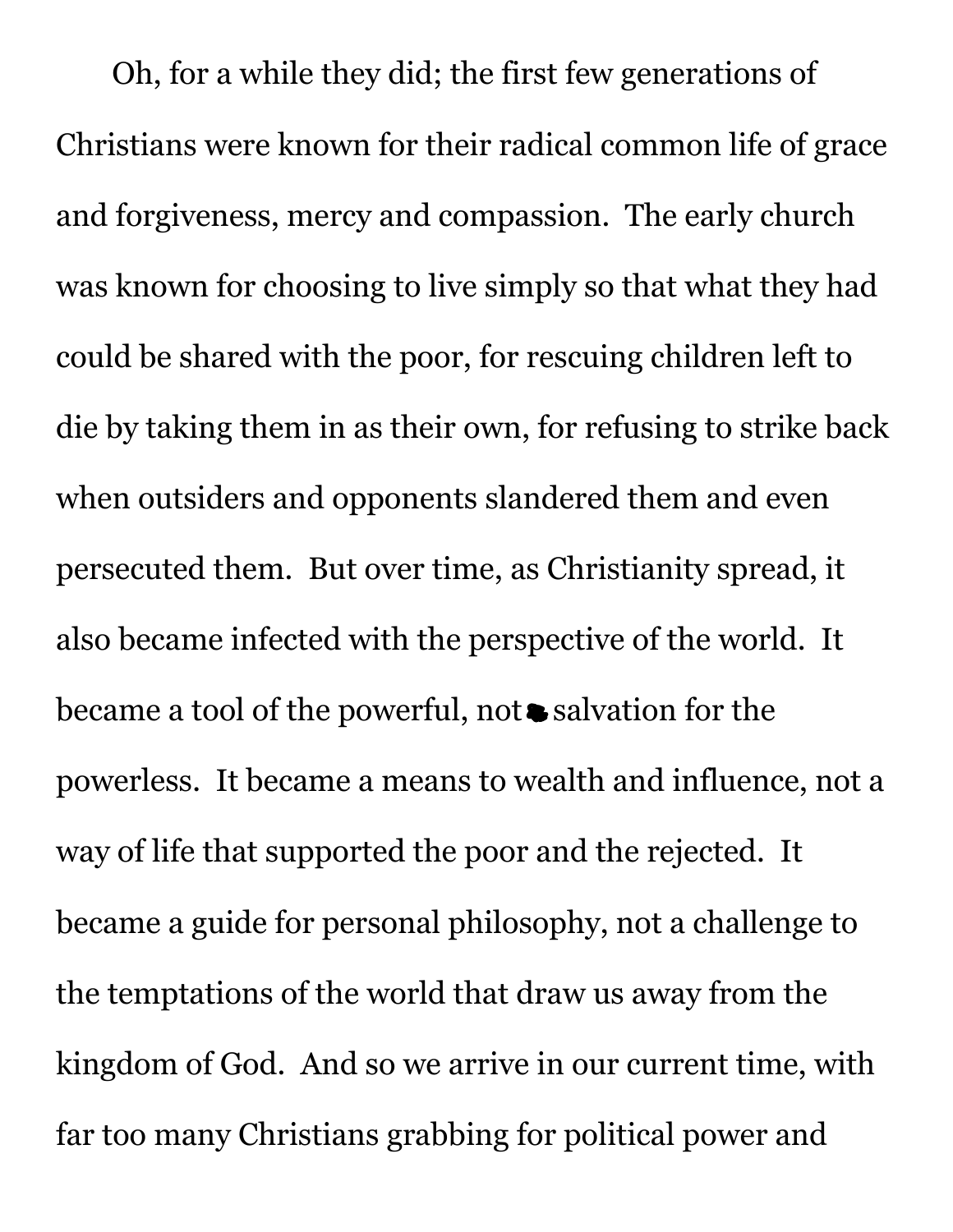Oh, for a while they did; the first few generations of Christians were known for their radical common life of grace and forgiveness, mercy and compassion. The early church was known for choosing to live simply so that what they had could be shared with the poor, for rescuing children left to die by taking them in as their own, for refusing to strike back when outsiders and opponents slandered them and even persecuted them. But over time, as Christianity spread, it also became infected with the perspective of the world. It became a tool of the powerful, not salvation for the powerless. It became a means to wealth and influence, not a way of life that supported the poor and the rejected. It became a guide for personal philosophy, not a challenge to the temptations of the world that draw us away from the kingdom of God. And so we arrive in our current time, with far too many Christians grabbing for political power and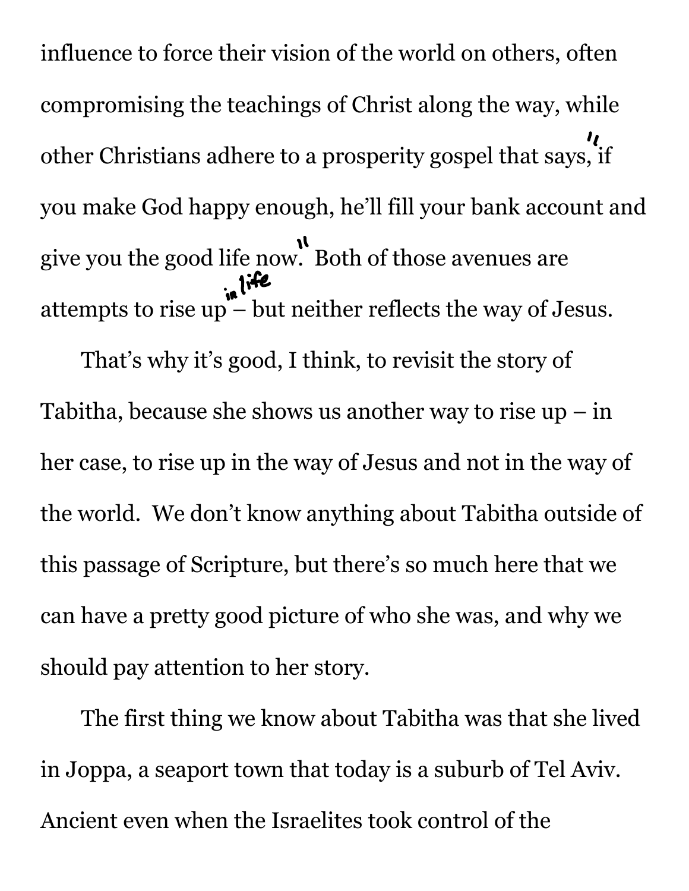influence to force their vision of the world on others, often compromising the teachings of Christ along the way, while other Christians adhere to a prosperity gospel that says, "if you make God happy enough, he'll fill your bank account and give you the good life now." Both of those avenues are attempts to rise up in life – but neither reflects the way of Jesus.

That's why it's good, I think, to revisit the story of Tabitha, because she shows us another way to rise up – in her case, to rise up in the way of Jesus and not in the way of the world. We don't know anything about Tabitha outside of this passage of Scripture, but there's so much here that we can have a pretty good picture of who she was, and why we should pay attention to her story.

The first thing we know about Tabitha was that she lived in Joppa, a seaport town that today is a suburb of Tel Aviv. Ancient even when the Israelites took control of the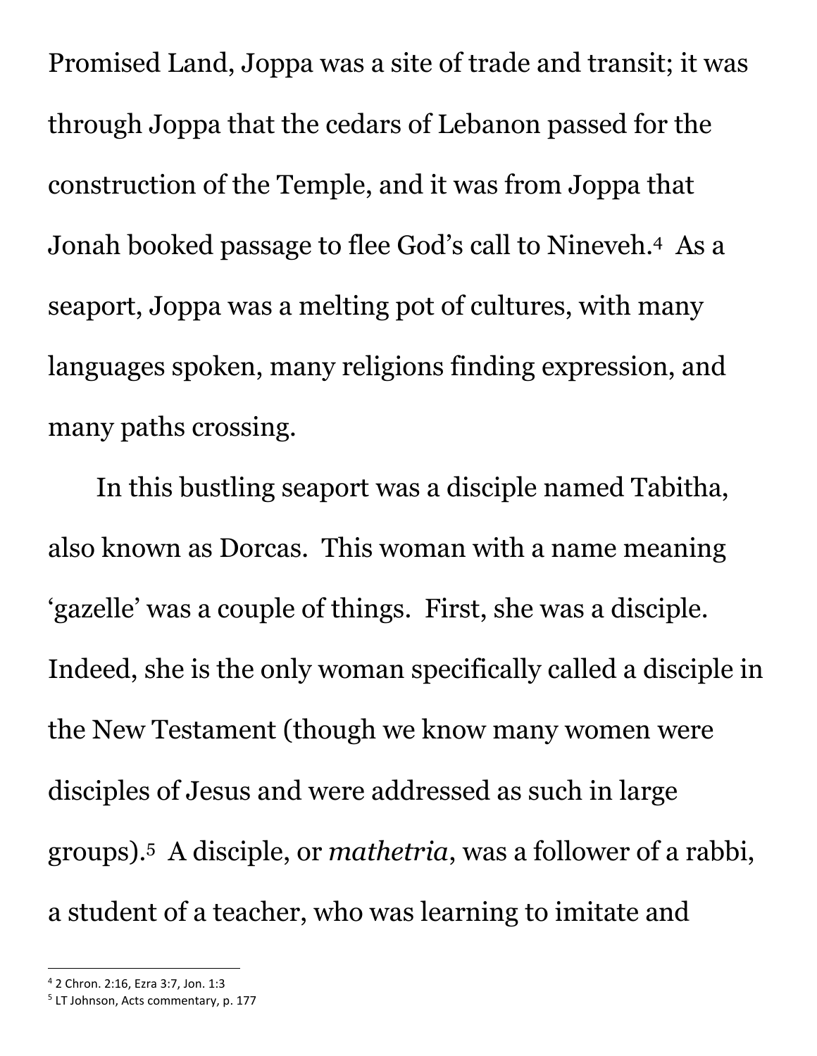Promised Land, Joppa was a site of trade and transit; it was through Joppa that the cedars of Lebanon passed for the construction of the Temple, and it was from Joppa that Jonah booked passage to flee God's call to Nineveh.[4] As a seaport, Joppa was a melting pot of cultures, with many languages spoken, many religions finding expression, and many paths crossing.

In this bustling seaport was a disciple named Tabitha, also known as Dorcas. This woman with a name meaning 'gazelle' was a couple of things. First, she was a disciple. Indeed, she is the only woman specifically called a disciple in the New Testament (though we know many women were disciples of Jesus and were addressed as such in large groups).[5] A disciple, or *mathetria*, was a follower of a rabbi, a student of a teacher, who was learning to imitate and

---

[4] 2 Chron. 2:16, Ezra 3:7, Jon. 1:3

[5] LT Johnson, Acts commentary, p. 177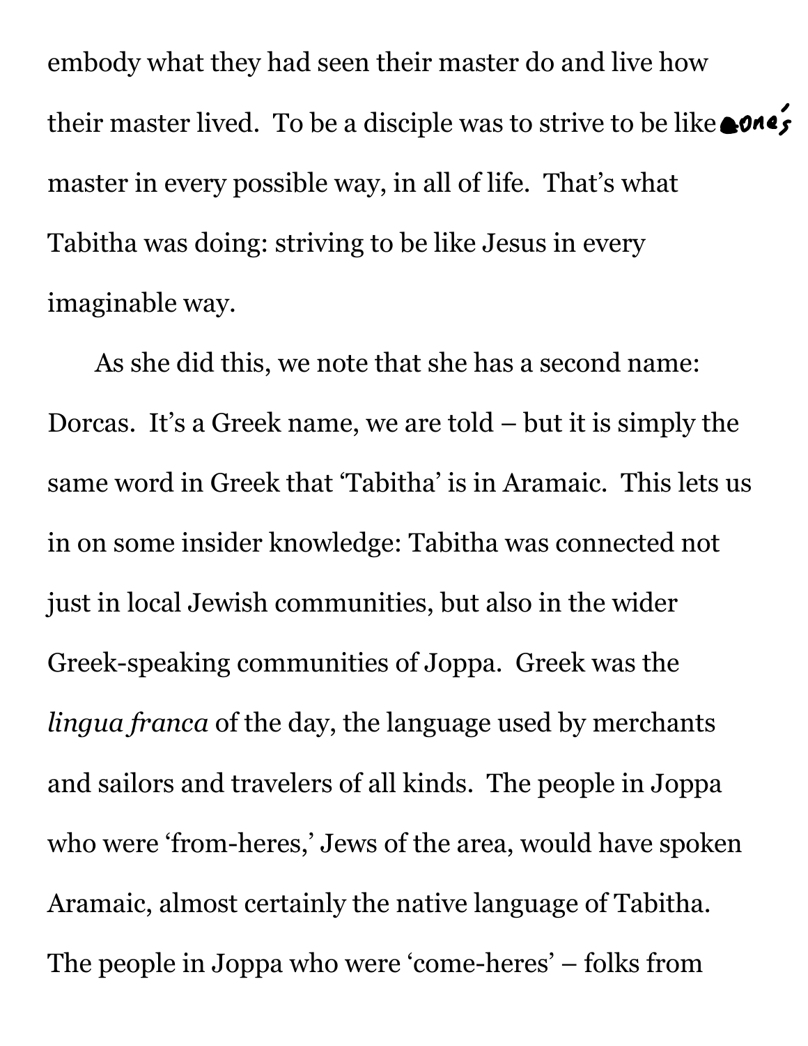embody what they had seen their master do and live how their master lived. To be a disciple was to strive to be like one's master in every possible way, in all of life. That's what Tabitha was doing: striving to be like Jesus in every imaginable way.

As she did this, we note that she has a second name: Dorcas. It's a Greek name, we are told – but it is simply the same word in Greek that 'Tabitha' is in Aramaic. This lets us in on some insider knowledge: Tabitha was connected not just in local Jewish communities, but also in the wider Greek-speaking communities of Joppa. Greek was the *lingua franca* of the day, the language used by merchants and sailors and travelers of all kinds. The people in Joppa who were 'from-heres,' Jews of the area, would have spoken Aramaic, almost certainly the native language of Tabitha. The people in Joppa who were 'come-heres' – folks from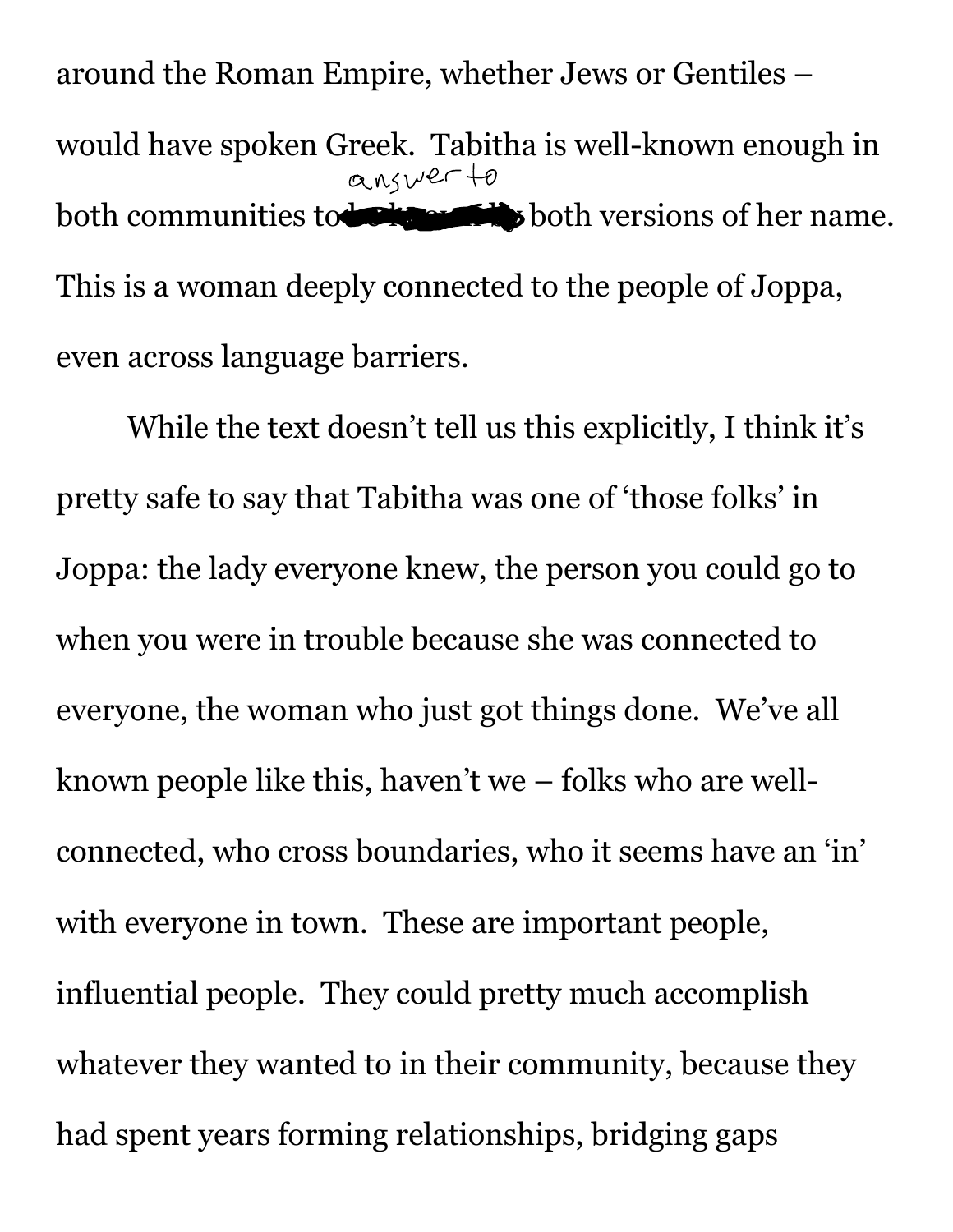around the Roman Empire, whether Jews or Gentiles – would have spoken Greek.  Tabitha is well-known enough in both communities to answer to both versions of her name. This is a woman deeply connected to the people of Joppa, even across language barriers.

While the text doesn't tell us this explicitly, I think it's pretty safe to say that Tabitha was one of 'those folks' in Joppa: the lady everyone knew, the person you could go to when you were in trouble because she was connected to everyone, the woman who just got things done.  We've all known people like this, haven't we – folks who are well-connected, who cross boundaries, who it seems have an 'in' with everyone in town.  These are important people, influential people.  They could pretty much accomplish whatever they wanted to in their community, because they had spent years forming relationships, bridging gaps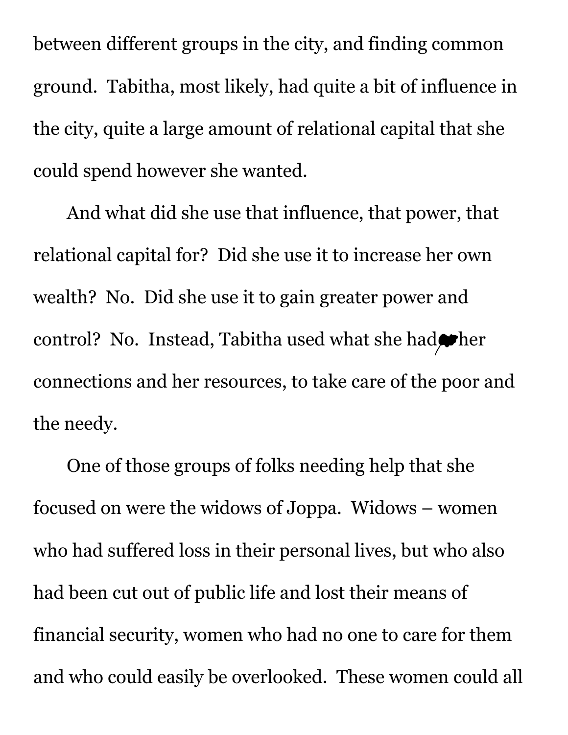between different groups in the city, and finding common ground. Tabitha, most likely, had quite a bit of influence in the city, quite a large amount of relational capital that she could spend however she wanted.

And what did she use that influence, that power, that relational capital for? Did she use it to increase her own wealth? No. Did she use it to gain greater power and control? No. Instead, Tabitha used what she had, her connections and her resources, to take care of the poor and the needy.

One of those groups of folks needing help that she focused on were the widows of Joppa. Widows – women who had suffered loss in their personal lives, but who also had been cut out of public life and lost their means of financial security, women who had no one to care for them and who could easily be overlooked. These women could all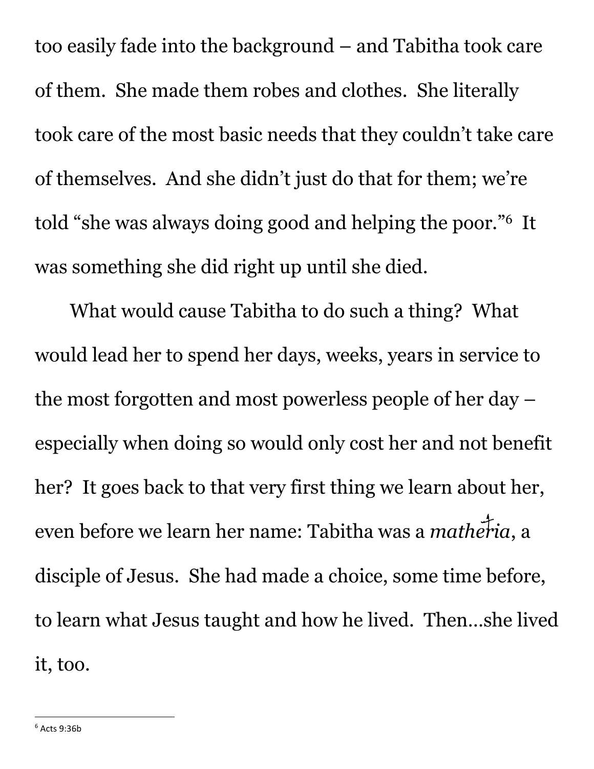too easily fade into the background – and Tabitha took care of them. She made them robes and clothes. She literally took care of the most basic needs that they couldn't take care of themselves. And she didn't just do that for them; we're told "she was always doing good and helping the poor."[6] It was something she did right up until she died.

What would cause Tabitha to do such a thing? What would lead her to spend her days, weeks, years in service to the most forgotten and most powerless people of her day – especially when doing so would only cost her and not benefit her? It goes back to that very first thing we learn about her, even before we learn her name: Tabitha was a *matheria*, a disciple of Jesus. She had made a choice, some time before, to learn what Jesus taught and how he lived. Then…she lived it, too.

---

[6] Acts 9:36b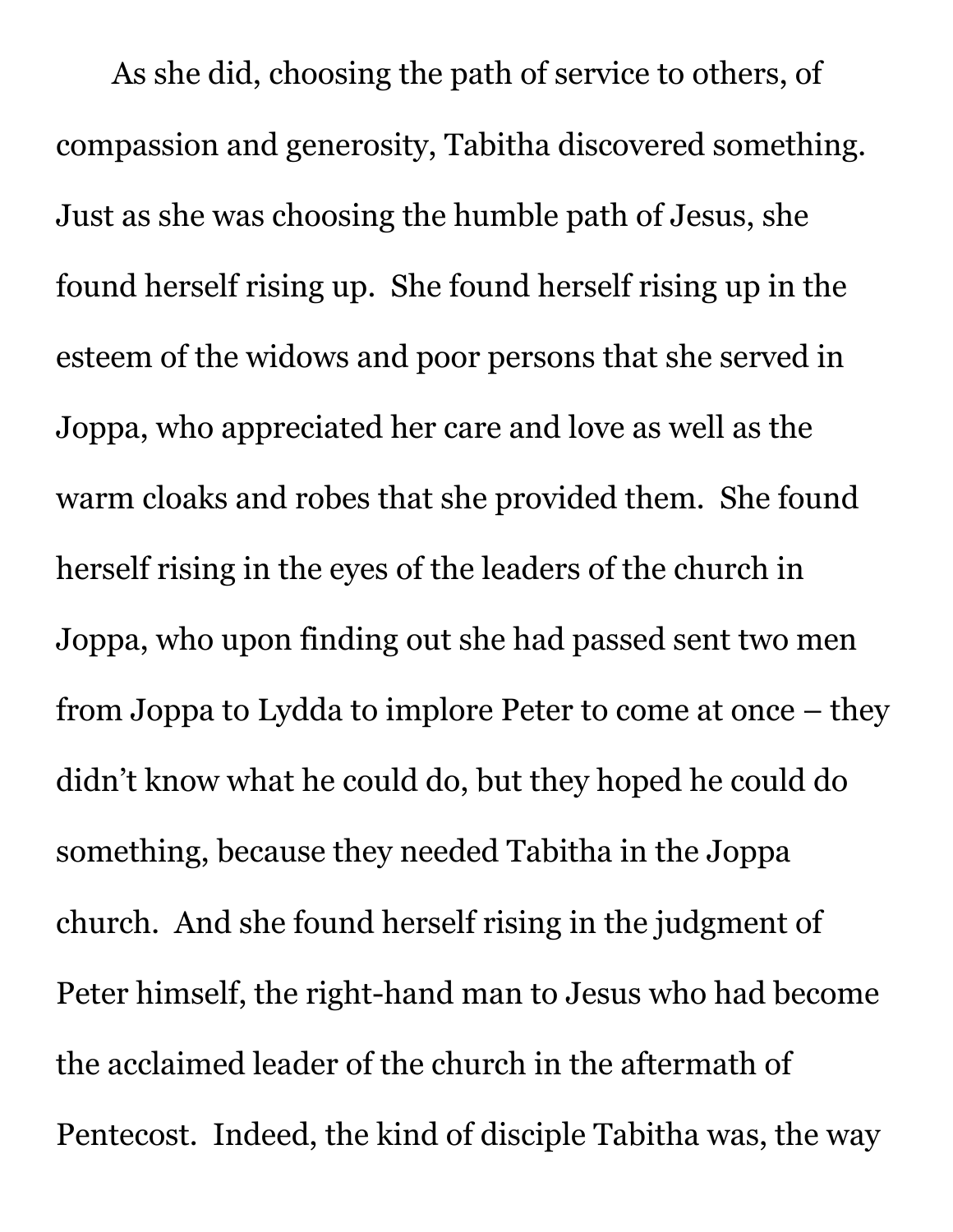As she did, choosing the path of service to others, of compassion and generosity, Tabitha discovered something. Just as she was choosing the humble path of Jesus, she found herself rising up. She found herself rising up in the esteem of the widows and poor persons that she served in Joppa, who appreciated her care and love as well as the warm cloaks and robes that she provided them. She found herself rising in the eyes of the leaders of the church in Joppa, who upon finding out she had passed sent two men from Joppa to Lydda to implore Peter to come at once – they didn't know what he could do, but they hoped he could do something, because they needed Tabitha in the Joppa church. And she found herself rising in the judgment of Peter himself, the right-hand man to Jesus who had become the acclaimed leader of the church in the aftermath of Pentecost. Indeed, the kind of disciple Tabitha was, the way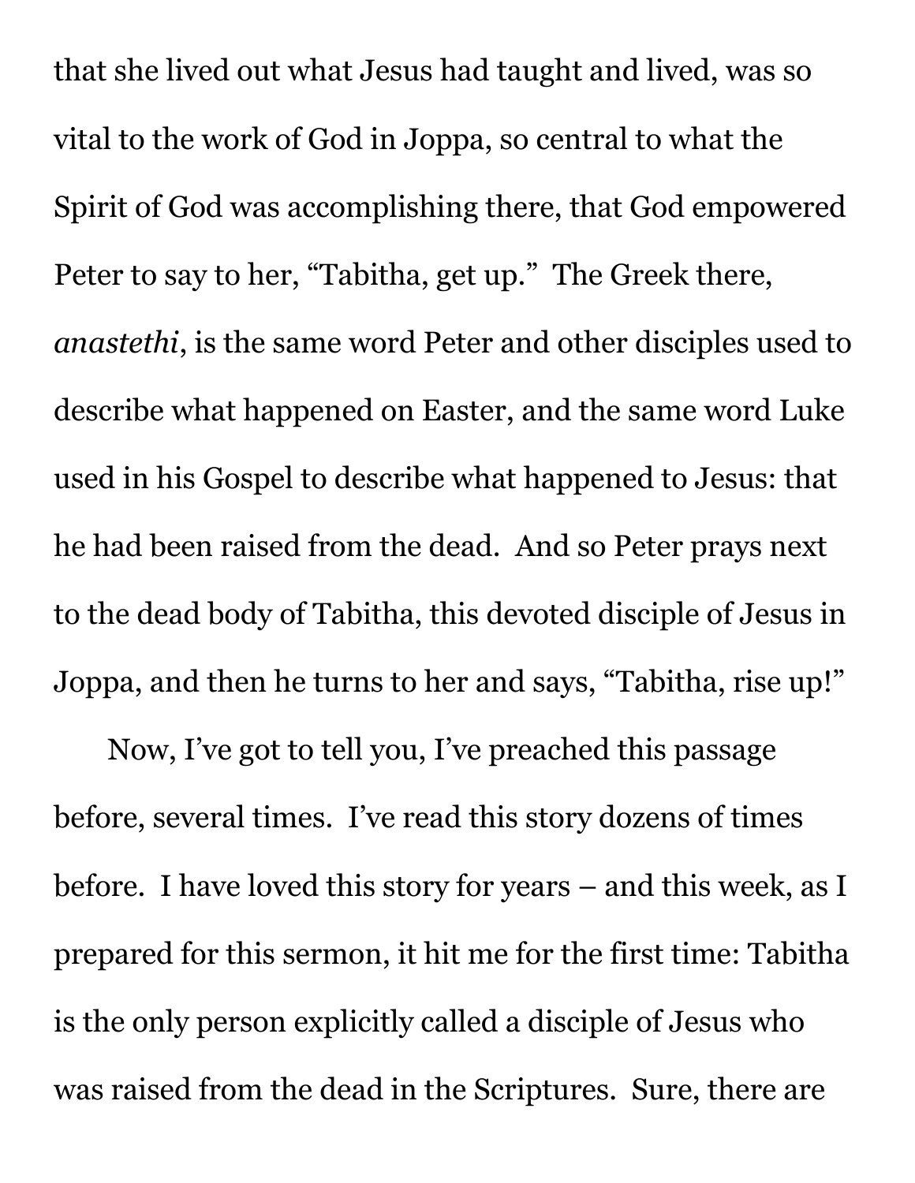that she lived out what Jesus had taught and lived, was so vital to the work of God in Joppa, so central to what the Spirit of God was accomplishing there, that God empowered Peter to say to her, "Tabitha, get up." The Greek there, *anastethi*, is the same word Peter and other disciples used to describe what happened on Easter, and the same word Luke used in his Gospel to describe what happened to Jesus: that he had been raised from the dead. And so Peter prays next to the dead body of Tabitha, this devoted disciple of Jesus in Joppa, and then he turns to her and says, "Tabitha, rise up!"

Now, I've got to tell you, I've preached this passage before, several times. I've read this story dozens of times before. I have loved this story for years – and this week, as I prepared for this sermon, it hit me for the first time: Tabitha is the only person explicitly called a disciple of Jesus who was raised from the dead in the Scriptures. Sure, there are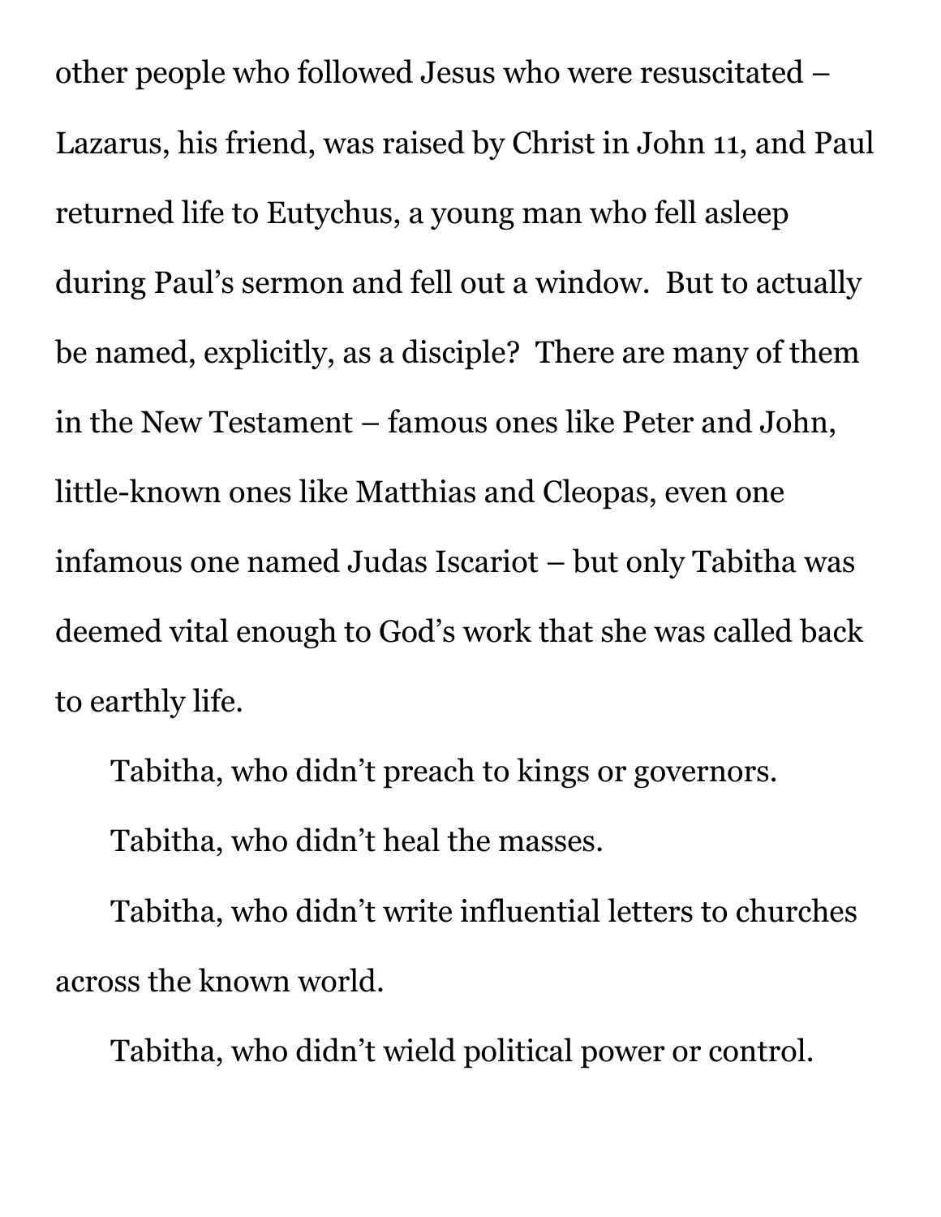other people who followed Jesus who were resuscitated – Lazarus, his friend, was raised by Christ in John 11, and Paul returned life to Eutychus, a young man who fell asleep during Paul's sermon and fell out a window. But to actually be named, explicitly, as a disciple? There are many of them in the New Testament – famous ones like Peter and John, little-known ones like Matthias and Cleopas, even one infamous one named Judas Iscariot – but only Tabitha was deemed vital enough to God's work that she was called back to earthly life.

Tabitha, who didn't preach to kings or governors.

Tabitha, who didn't heal the masses.

Tabitha, who didn't write influential letters to churches across the known world.

Tabitha, who didn't wield political power or control.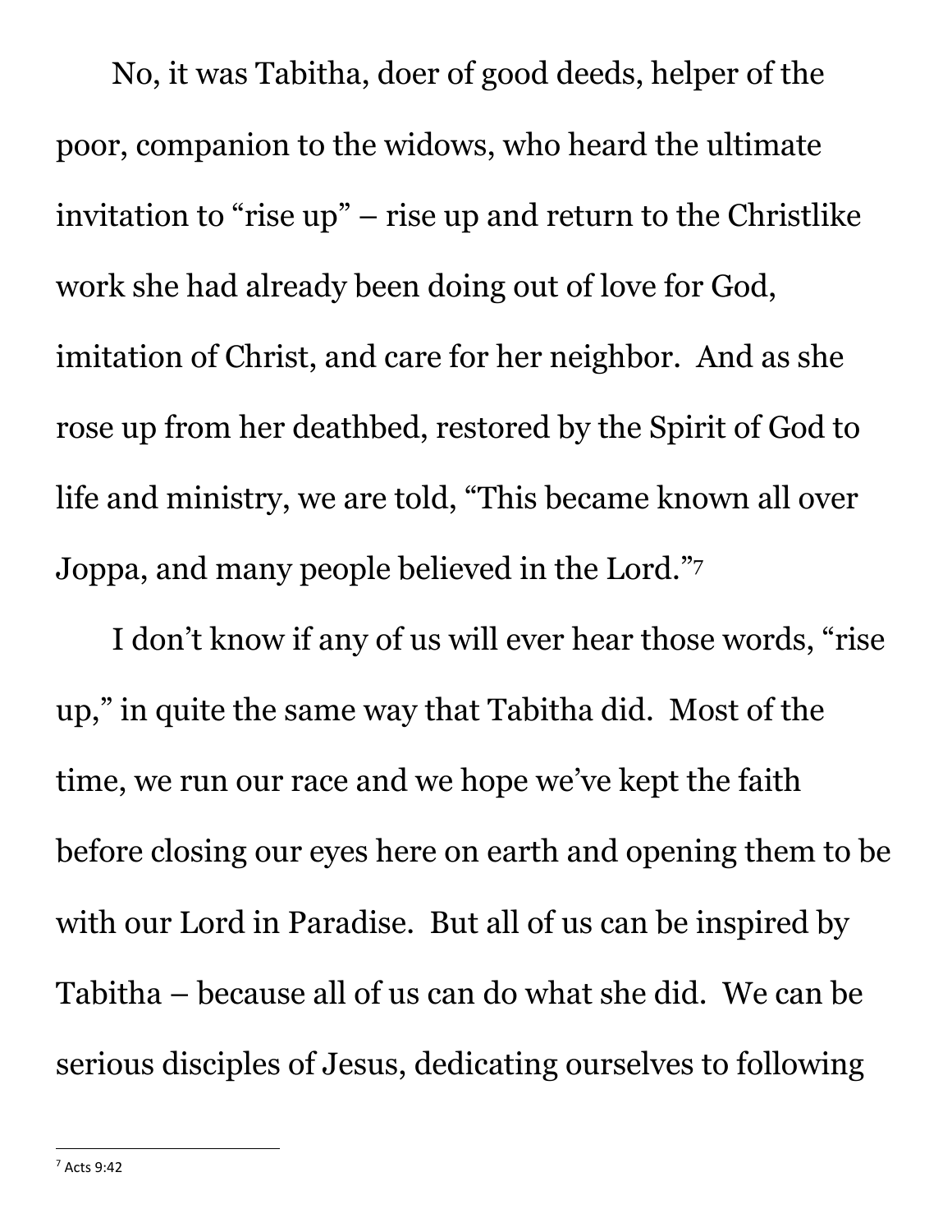No, it was Tabitha, doer of good deeds, helper of the poor, companion to the widows, who heard the ultimate invitation to "rise up" – rise up and return to the Christlike work she had already been doing out of love for God, imitation of Christ, and care for her neighbor. And as she rose up from her deathbed, restored by the Spirit of God to life and ministry, we are told, "This became known all over Joppa, and many people believed in the Lord."[7]

I don't know if any of us will ever hear those words, "rise up," in quite the same way that Tabitha did. Most of the time, we run our race and we hope we've kept the faith before closing our eyes here on earth and opening them to be with our Lord in Paradise. But all of us can be inspired by Tabitha – because all of us can do what she did. We can be serious disciples of Jesus, dedicating ourselves to following

---

[7] Acts 9:42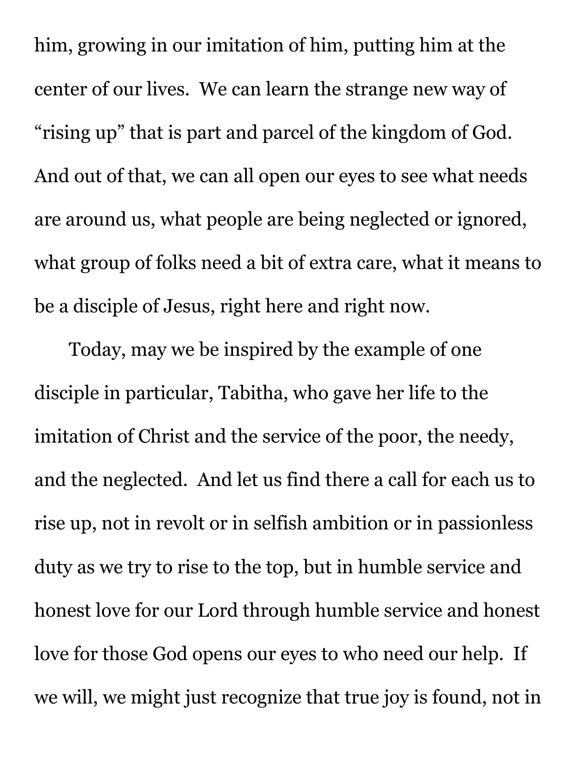him, growing in our imitation of him, putting him at the center of our lives. We can learn the strange new way of "rising up" that is part and parcel of the kingdom of God. And out of that, we can all open our eyes to see what needs are around us, what people are being neglected or ignored, what group of folks need a bit of extra care, what it means to be a disciple of Jesus, right here and right now.

Today, may we be inspired by the example of one disciple in particular, Tabitha, who gave her life to the imitation of Christ and the service of the poor, the needy, and the neglected. And let us find there a call for each us to rise up, not in revolt or in selfish ambition or in passionless duty as we try to rise to the top, but in humble service and honest love for our Lord through humble service and honest love for those God opens our eyes to who need our help. If we will, we might just recognize that true joy is found, not in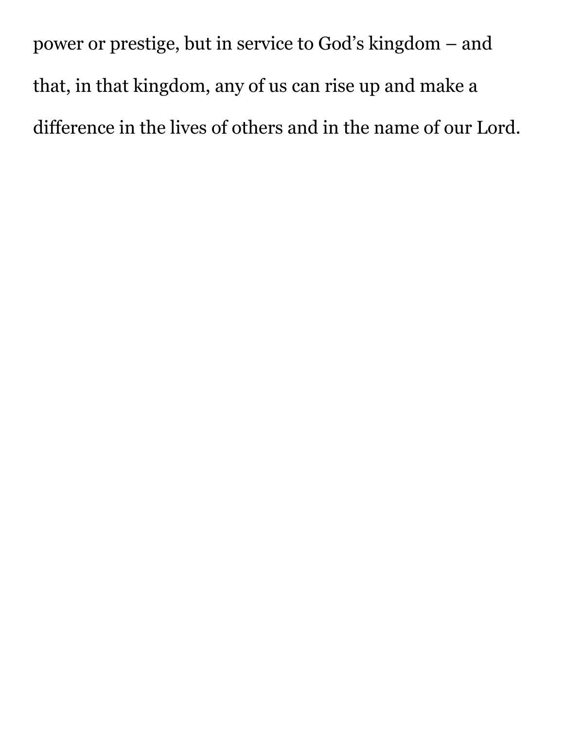power or prestige, but in service to God’s kingdom – and that, in that kingdom, any of us can rise up and make a difference in the lives of others and in the name of our Lord.